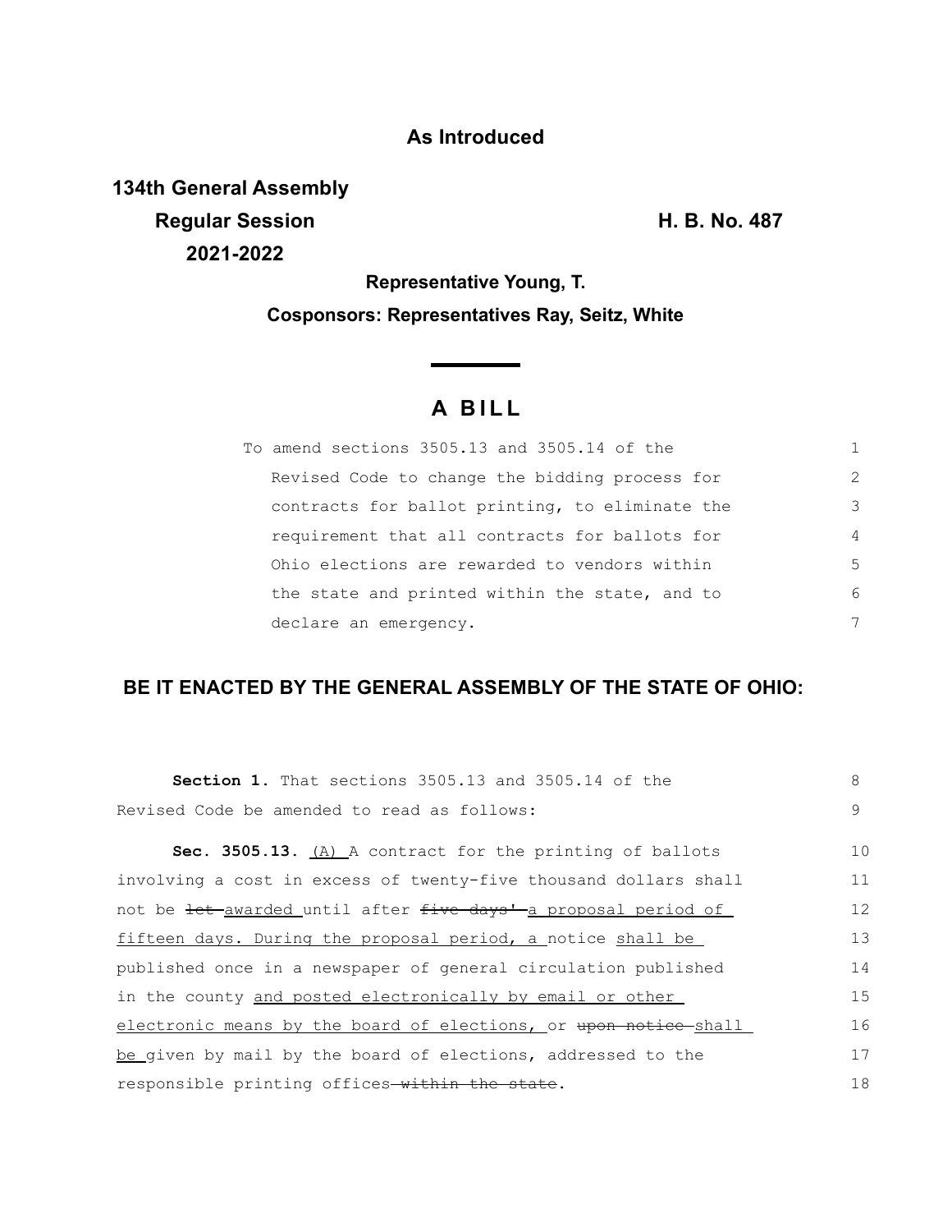**As Introduced**

**134th General Assembly**
**Regular Session** **H. B. No. 487**
**2021-2022**

**Representative Young, T.**

**Cosponsors: Representatives Ray, Seitz, White**

# A BILL

To amend sections 3505.13 and 3505.14 of the Revised Code to change the bidding process for contracts for ballot printing, to eliminate the requirement that all contracts for ballots for Ohio elections are rewarded to vendors within the state and printed within the state, and to declare an emergency.

**BE IT ENACTED BY THE GENERAL ASSEMBLY OF THE STATE OF OHIO:**

**Section 1.** That sections 3505.13 and 3505.14 of the Revised Code be amended to read as follows:

**Sec. 3505.13.** <u>(A)</u> A contract for the printing of ballots involving a cost in excess of twenty-five thousand dollars shall not be ~~let~~ <u>awarded</u> until after ~~five days'~~ <u>a proposal period of fifteen days. During the proposal period, a</u> notice <u>shall be</u> published once in a newspaper of general circulation published in the county <u>and posted electronically by email or other electronic means by the board of elections,</u> or ~~upon notice~~ <u>shall be</u> given by mail by the board of elections, addressed to the responsible printing offices ~~within the state~~.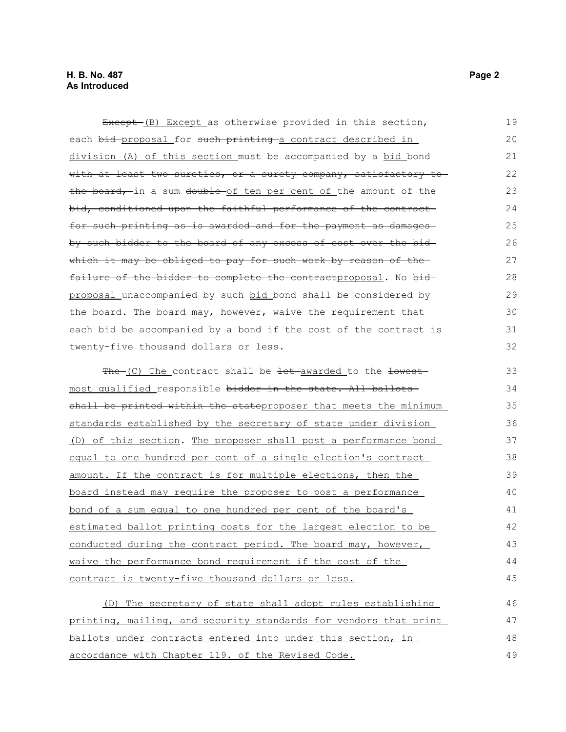~~Except~~ (B) Except as otherwise provided in this section, each ~~bid~~ proposal for ~~such printing~~ a contract described in division (A) of this section must be accompanied by a bid bond ~~with at least two sureties, or a surety company, satisfactory to the board,~~ in a sum ~~double~~ of ten per cent of the amount of the ~~bid, conditioned upon the faithful performance of the contract for such printing as is awarded and for the payment as damages by such bidder to the board of any excess of cost over the bid which it may be obliged to pay for such work by reason of the failure of the bidder to complete the contract~~proposal. No ~~bid~~ proposal unaccompanied by such bid bond shall be considered by the board. The board may, however, waive the requirement that each bid be accompanied by a bond if the cost of the contract is twenty-five thousand dollars or less.

~~The~~ (C) The contract shall be ~~let~~ awarded to the ~~lowest~~ most qualified responsible ~~bidder in the state. All ballots shall be printed within the state~~proposer that meets the minimum standards established by the secretary of state under division (D) of this section. The proposer shall post a performance bond equal to one hundred per cent of a single election's contract amount. If the contract is for multiple elections, then the board instead may require the proposer to post a performance bond of a sum equal to one hundred per cent of the board's estimated ballot printing costs for the largest election to be conducted during the contract period. The board may, however, waive the performance bond requirement if the cost of the contract is twenty-five thousand dollars or less.

(D) The secretary of state shall adopt rules establishing printing, mailing, and security standards for vendors that print ballots under contracts entered into under this section, in accordance with Chapter 119. of the Revised Code.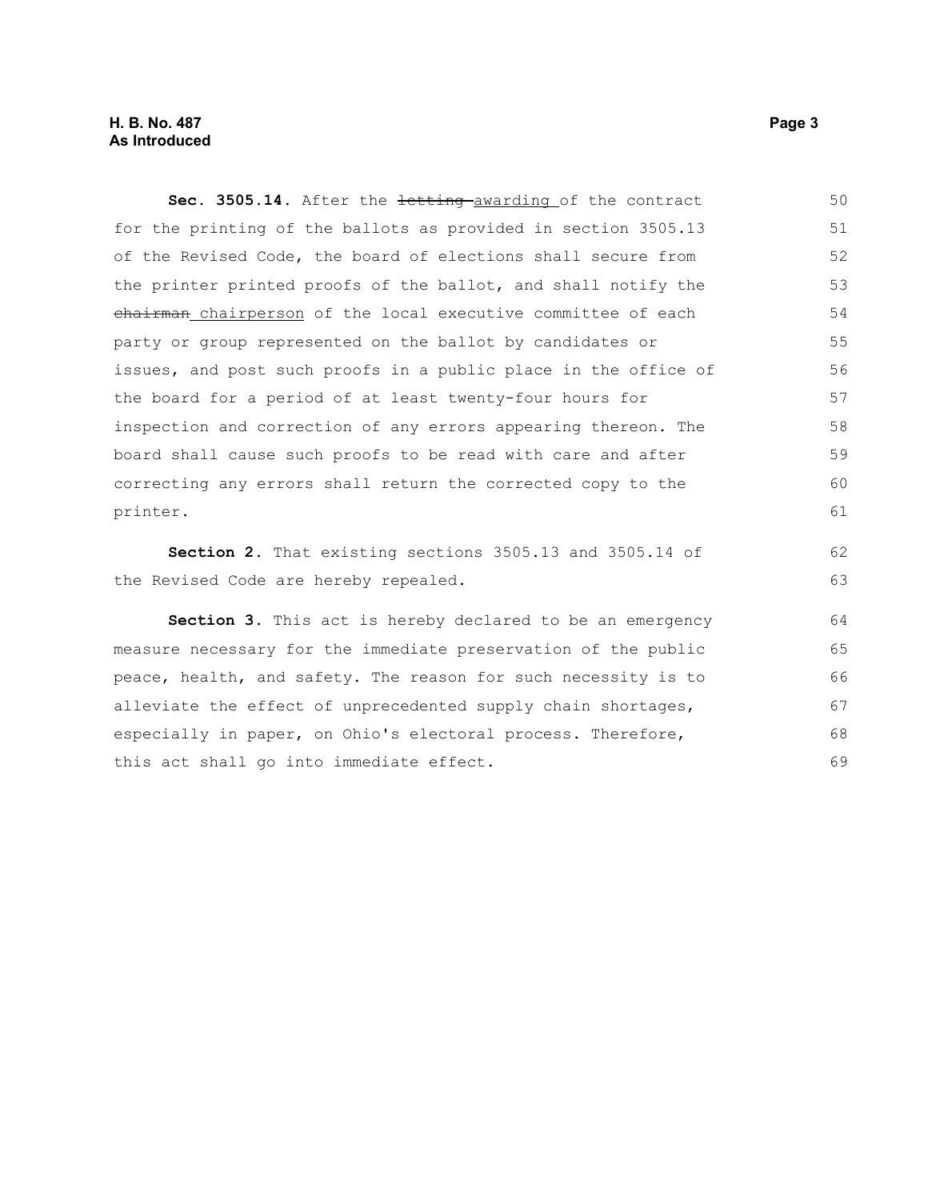**Sec. 3505.14.** After the ~~letting~~ awarding of the contract for the printing of the ballots as provided in section 3505.13 of the Revised Code, the board of elections shall secure from the printer printed proofs of the ballot, and shall notify the ~~chairman~~ chairperson of the local executive committee of each party or group represented on the ballot by candidates or issues, and post such proofs in a public place in the office of the board for a period of at least twenty-four hours for inspection and correction of any errors appearing thereon. The board shall cause such proofs to be read with care and after correcting any errors shall return the corrected copy to the printer.

**Section 2.** That existing sections 3505.13 and 3505.14 of the Revised Code are hereby repealed.

**Section 3.** This act is hereby declared to be an emergency measure necessary for the immediate preservation of the public peace, health, and safety. The reason for such necessity is to alleviate the effect of unprecedented supply chain shortages, especially in paper, on Ohio's electoral process. Therefore, this act shall go into immediate effect.